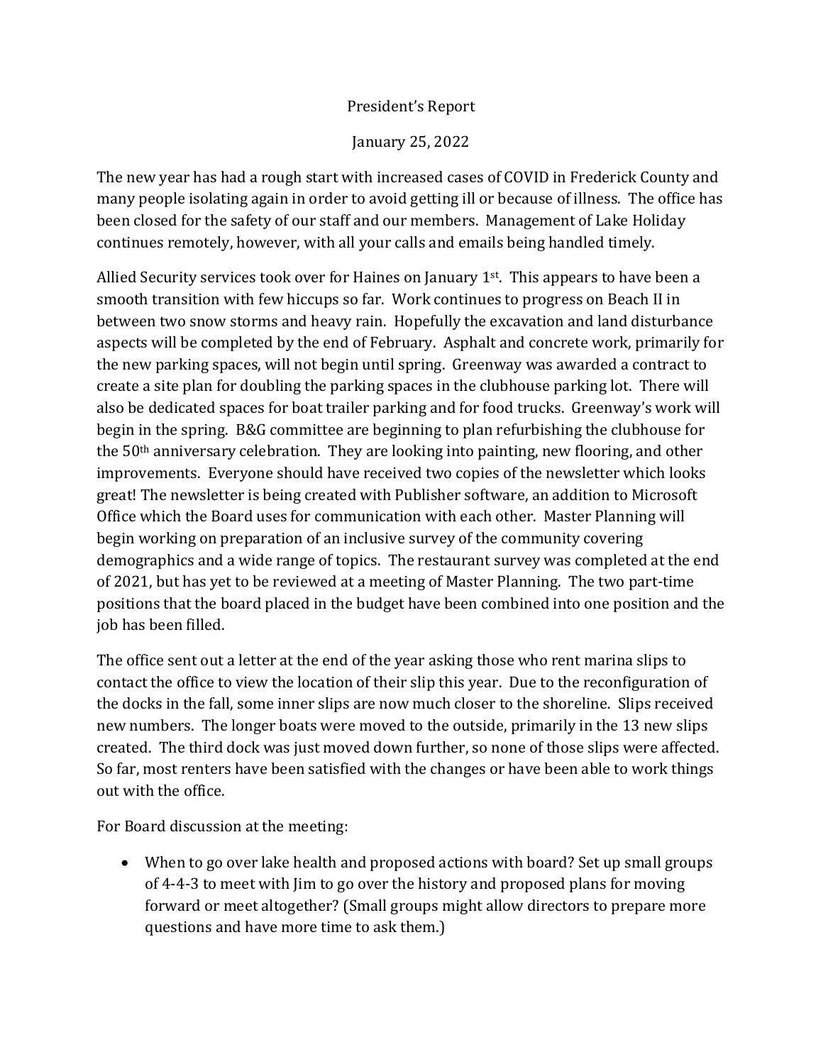# President's Report

January 25, 2022

The new year has had a rough start with increased cases of COVID in Frederick County and many people isolating again in order to avoid getting ill or because of illness. The office has been closed for the safety of our staff and our members. Management of Lake Holiday continues remotely, however, with all your calls and emails being handled timely.

Allied Security services took over for Haines on January 1st. This appears to have been a smooth transition with few hiccups so far. Work continues to progress on Beach II in between two snow storms and heavy rain. Hopefully the excavation and land disturbance aspects will be completed by the end of February. Asphalt and concrete work, primarily for the new parking spaces, will not begin until spring. Greenway was awarded a contract to create a site plan for doubling the parking spaces in the clubhouse parking lot. There will also be dedicated spaces for boat trailer parking and for food trucks. Greenway's work will begin in the spring. B&G committee are beginning to plan refurbishing the clubhouse for the 50th anniversary celebration. They are looking into painting, new flooring, and other improvements. Everyone should have received two copies of the newsletter which looks great! The newsletter is being created with Publisher software, an addition to Microsoft Office which the Board uses for communication with each other. Master Planning will begin working on preparation of an inclusive survey of the community covering demographics and a wide range of topics. The restaurant survey was completed at the end of 2021, but has yet to be reviewed at a meeting of Master Planning. The two part-time positions that the board placed in the budget have been combined into one position and the job has been filled.

The office sent out a letter at the end of the year asking those who rent marina slips to contact the office to view the location of their slip this year. Due to the reconfiguration of the docks in the fall, some inner slips are now much closer to the shoreline. Slips received new numbers. The longer boats were moved to the outside, primarily in the 13 new slips created. The third dock was just moved down further, so none of those slips were affected. So far, most renters have been satisfied with the changes or have been able to work things out with the office.

For Board discussion at the meeting:

- When to go over lake health and proposed actions with board? Set up small groups of 4-4-3 to meet with Jim to go over the history and proposed plans for moving forward or meet altogether? (Small groups might allow directors to prepare more questions and have more time to ask them.)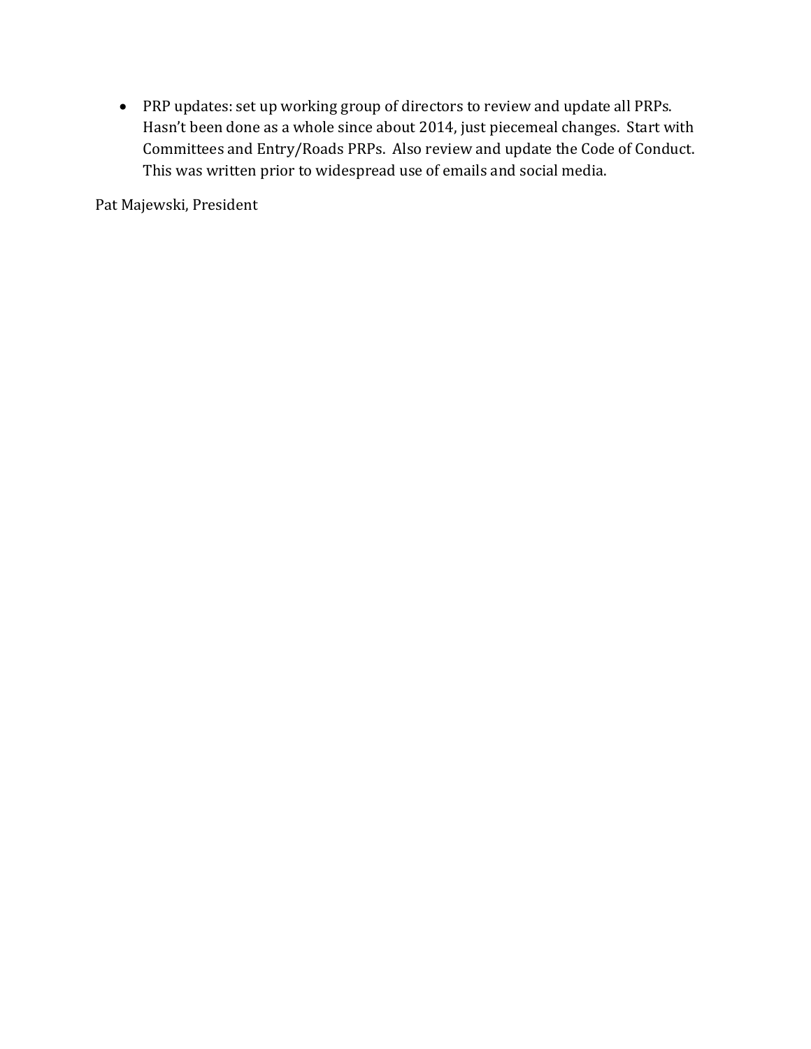- PRP updates: set up working group of directors to review and update all PRPs. Hasn't been done as a whole since about 2014, just piecemeal changes. Start with Committees and Entry/Roads PRPs. Also review and update the Code of Conduct. This was written prior to widespread use of emails and social media.

Pat Majewski, President